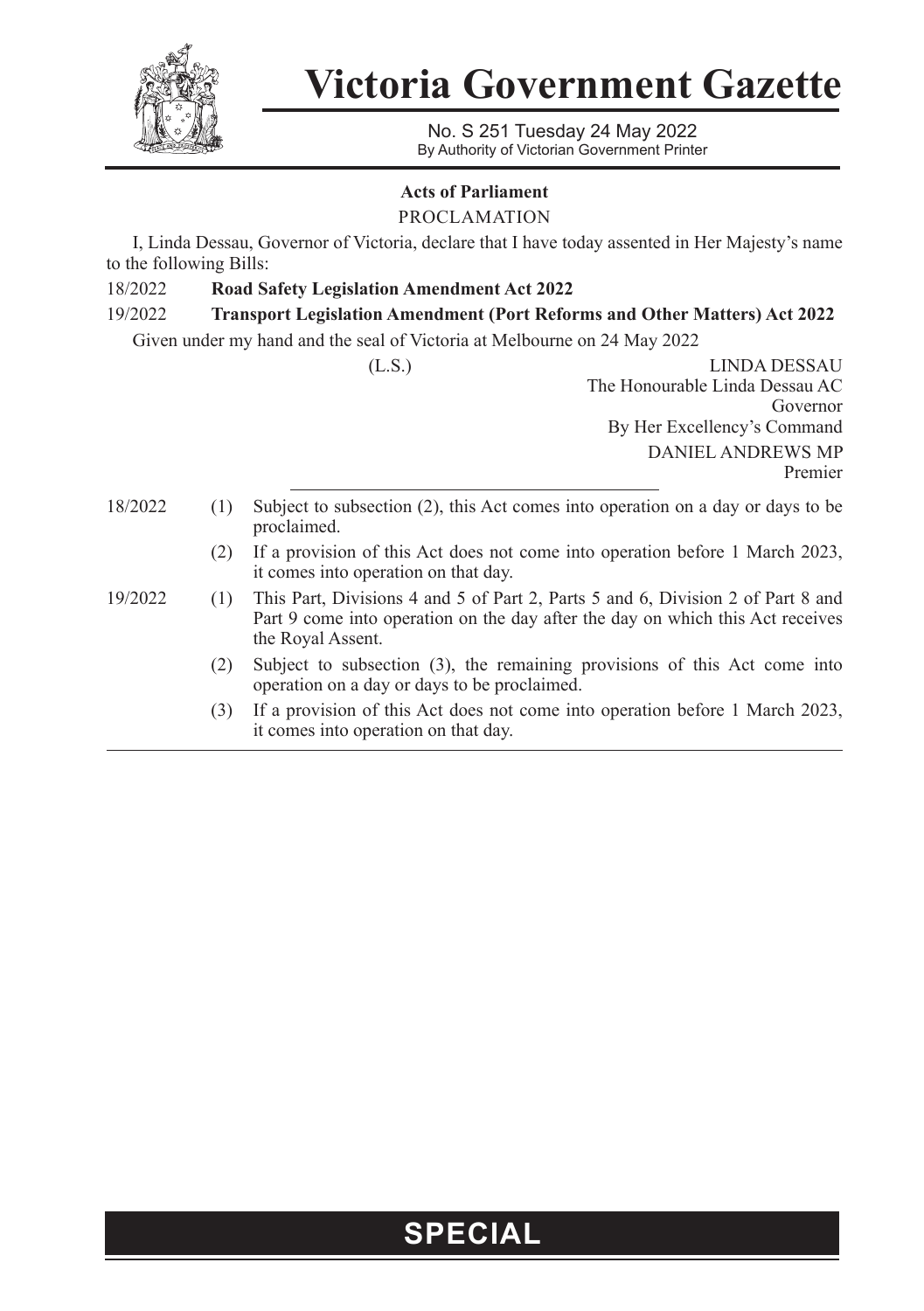# Victoria Government Gazette

No. S 251 Tuesday 24 May 2022
By Authority of Victorian Government Printer

## Acts of Parliament

PROCLAMATION

I, Linda Dessau, Governor of Victoria, declare that I have today assented in Her Majesty's name to the following Bills:

18/2022 **Road Safety Legislation Amendment Act 2022**

19/2022 **Transport Legislation Amendment (Port Reforms and Other Matters) Act 2022**

Given under my hand and the seal of Victoria at Melbourne on 24 May 2022

(L.S.)

LINDA DESSAU
The Honourable Linda Dessau AC
Governor
By Her Excellency's Command
DANIEL ANDREWS MP
Premier

---

18/2022

(1) Subject to subsection (2), this Act comes into operation on a day or days to be proclaimed.

(2) If a provision of this Act does not come into operation before 1 March 2023, it comes into operation on that day.

19/2022

(1) This Part, Divisions 4 and 5 of Part 2, Parts 5 and 6, Division 2 of Part 8 and Part 9 come into operation on the day after the day on which this Act receives the Royal Assent.

(2) Subject to subsection (3), the remaining provisions of this Act come into operation on a day or days to be proclaimed.

(3) If a provision of this Act does not come into operation before 1 March 2023, it comes into operation on that day.

**SPECIAL**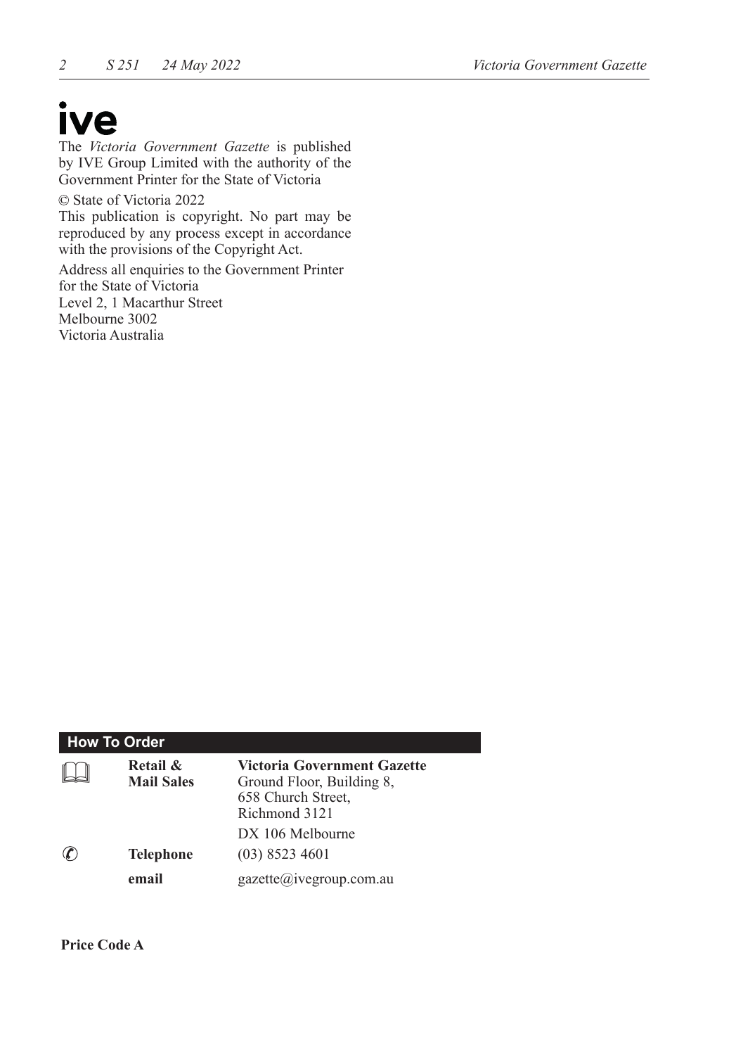ive

The *Victoria Government Gazette* is published by IVE Group Limited with the authority of the Government Printer for the State of Victoria

© State of Victoria 2022

This publication is copyright. No part may be reproduced by any process except in accordance with the provisions of the Copyright Act.

Address all enquiries to the Government Printer for the State of Victoria
Level 2, 1 Macarthur Street
Melbourne 3002
Victoria Australia

**How To Order**

| | | |
|---|---|---|
| | **Retail & Mail Sales** | **Victoria Government Gazette** Ground Floor, Building 8, 658 Church Street, Richmond 3121 |
| | | DX 106 Melbourne |
| | **Telephone** | (03) 8523 4601 |
| | **email** | gazette@ivegroup.com.au |

**Price Code A**